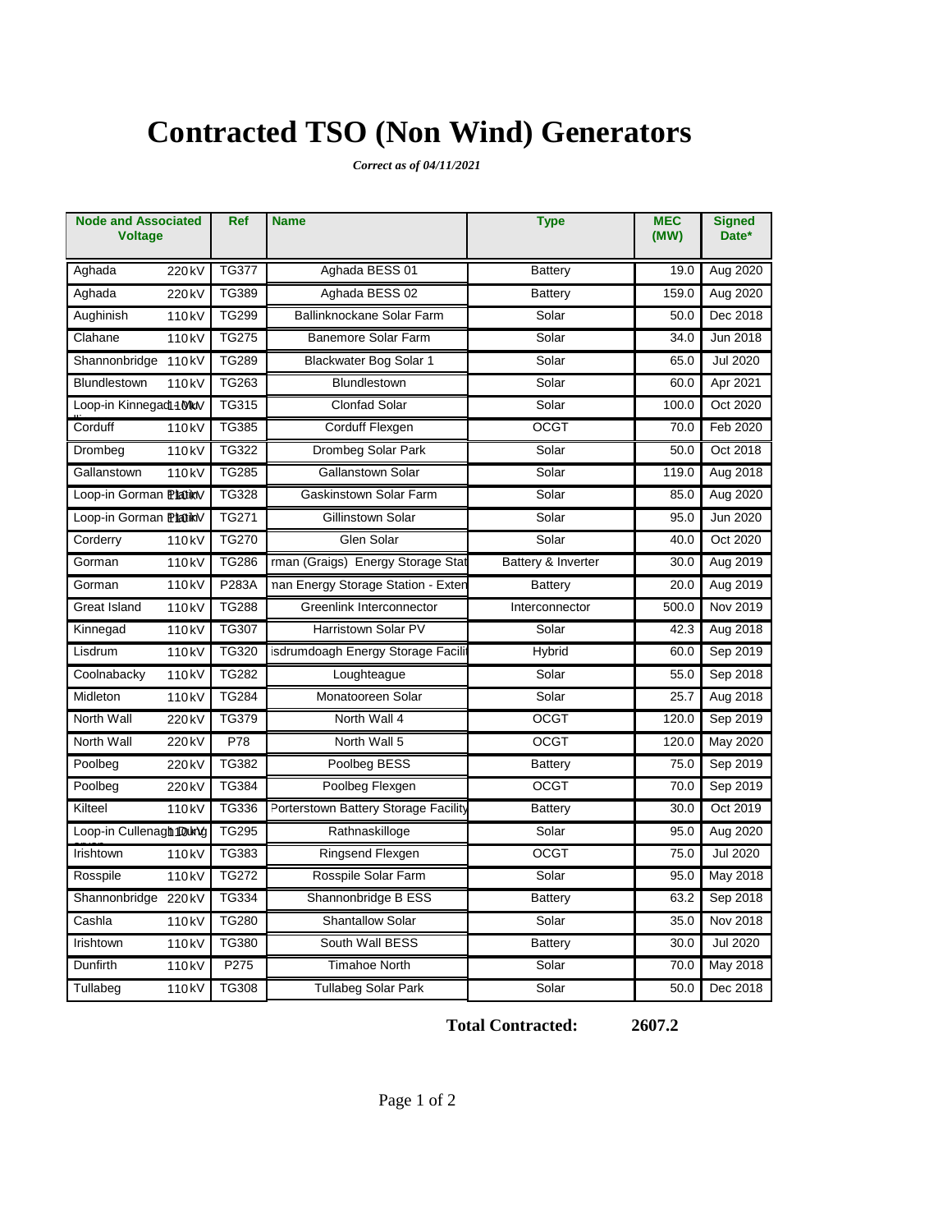# Contracted TSO (Non Wind) Generators

***Correct as of 04/11/2021***

| Node and Associated Voltage | | Ref | Name | Type | MEC (MW) | Signed Date* |
|---|---|---|---|---|---|---|
| Aghada | 220kV | TG377 | Aghada BESS 01 | Battery | 19.0 | Aug 2020 |
| Aghada | 220kV | TG389 | Aghada BESS 02 | Battery | 159.0 | Aug 2020 |
| Aughinish | 110kV | TG299 | Ballinknockane Solar Farm | Solar | 50.0 | Dec 2018 |
| Clahane | 110kV | TG275 | Banemore Solar Farm | Solar | 34.0 | Jun 2018 |
| Shannonbridge | 110kV | TG289 | Blackwater Bog Solar 1 | Solar | 65.0 | Jul 2020 |
| Blundlestown | 110kV | TG263 | Blundlestown | Solar | 60.0 | Apr 2021 |
| Loop-in Kinnegad | 110kV | TG315 | Clonfad Solar | Solar | 100.0 | Oct 2020 |
| Corduff | 110kV | TG385 | Corduff Flexgen | OCGT | 70.0 | Feb 2020 |
| Drombeg | 110kV | TG322 | Drombeg Solar Park | Solar | 50.0 | Oct 2018 |
| Gallanstown | 110kV | TG285 | Gallanstown Solar | Solar | 119.0 | Aug 2018 |
| Loop-in Gorman Platin | 110kV | TG328 | Gaskinstown Solar Farm | Solar | 85.0 | Aug 2020 |
| Loop-in Gorman Platin | 110kV | TG271 | Gillinstown Solar | Solar | 95.0 | Jun 2020 |
| Corderry | 110kV | TG270 | Glen Solar | Solar | 40.0 | Oct 2020 |
| Gorman | 110kV | TG286 | rman (Graigs) Energy Storage Stat | Battery & Inverter | 30.0 | Aug 2019 |
| Gorman | 110kV | P283A | nan Energy Storage Station - Exten | Battery | 20.0 | Aug 2019 |
| Great Island | 110kV | TG288 | Greenlink Interconnector | Interconnector | 500.0 | Nov 2019 |
| Kinnegad | 110kV | TG307 | Harristown Solar PV | Solar | 42.3 | Aug 2018 |
| Lisdrum | 110kV | TG320 | isdrumdoagh Energy Storage Facili | Hybrid | 60.0 | Sep 2019 |
| Coolnabacky | 110kV | TG282 | Loughteague | Solar | 55.0 | Sep 2018 |
| Midleton | 110kV | TG284 | Monatooreen Solar | Solar | 25.7 | Aug 2018 |
| North Wall | 220kV | TG379 | North Wall 4 | OCGT | 120.0 | Sep 2019 |
| North Wall | 220kV | P78 | North Wall 5 | OCGT | 120.0 | May 2020 |
| Poolbeg | 220kV | TG382 | Poolbeg BESS | Battery | 75.0 | Sep 2019 |
| Poolbeg | 220kV | TG384 | Poolbeg Flexgen | OCGT | 70.0 | Sep 2019 |
| Kilteel | 110kV | TG336 | Porterstown Battery Storage Facility | Battery | 30.0 | Oct 2019 |
| Loop-in Cullenagh Dungarvan | 110kV | TG295 | Rathnaskilloge | Solar | 95.0 | Aug 2020 |
| Irishtown | 110kV | TG383 | Ringsend Flexgen | OCGT | 75.0 | Jul 2020 |
| Rosspile | 110kV | TG272 | Rosspile Solar Farm | Solar | 95.0 | May 2018 |
| Shannonbridge | 220kV | TG334 | Shannonbridge B ESS | Battery | 63.2 | Sep 2018 |
| Cashla | 110kV | TG280 | Shantallow Solar | Solar | 35.0 | Nov 2018 |
| Irishtown | 110kV | TG380 | South Wall BESS | Battery | 30.0 | Jul 2020 |
| Dunfirth | 110kV | P275 | Timahoe North | Solar | 70.0 | May 2018 |
| Tullabeg | 110kV | TG308 | Tullabeg Solar Park | Solar | 50.0 | Dec 2018 |

**Total Contracted: 2607.2**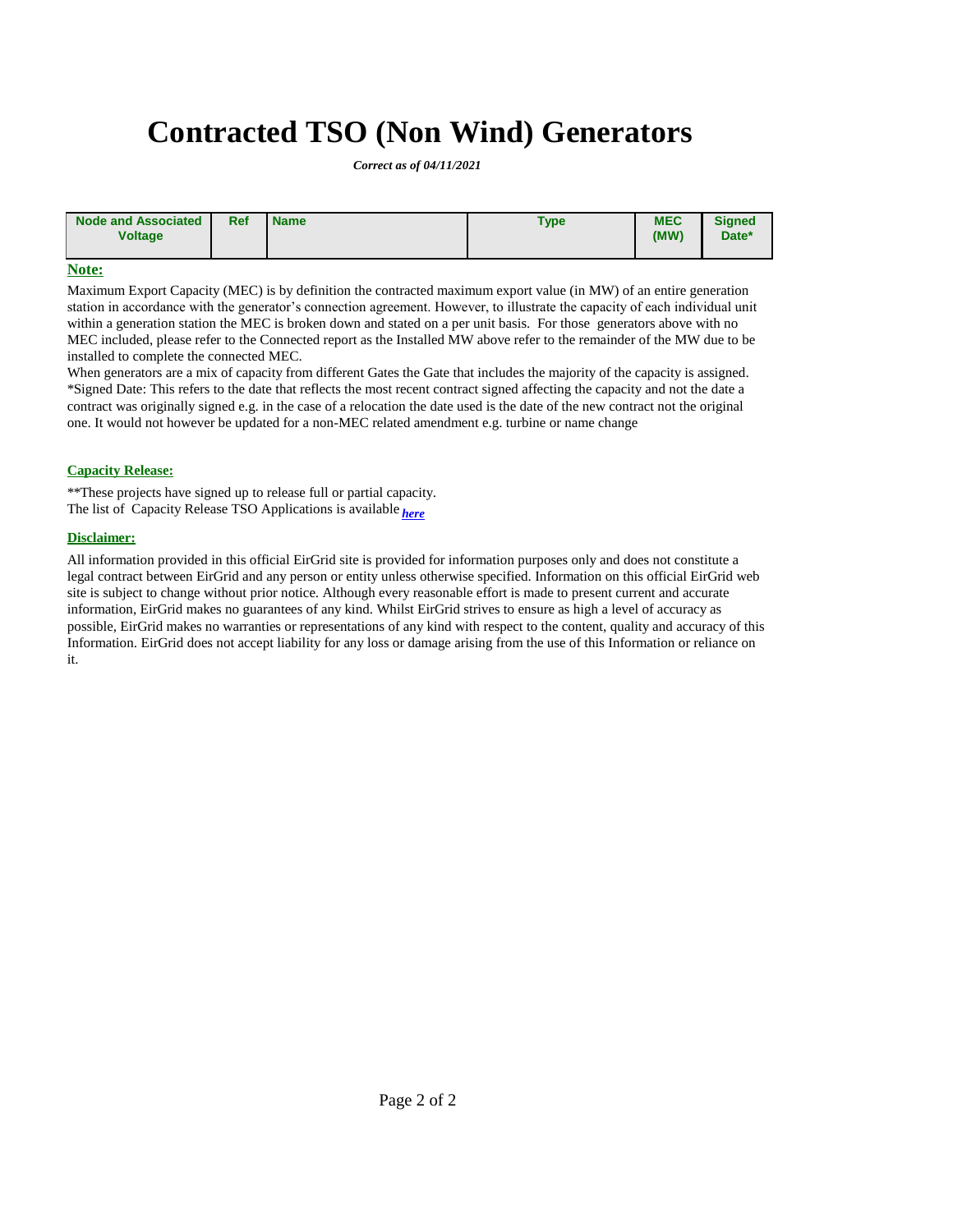# Contracted TSO (Non Wind) Generators

***Correct as of 04/11/2021***

| Node and Associated Voltage | Ref | Name | Type | MEC (MW) | Signed Date* |
|---|---|---|---|---|---|

**Note:**

Maximum Export Capacity (MEC) is by definition the contracted maximum export value (in MW) of an entire generation station in accordance with the generator's connection agreement. However, to illustrate the capacity of each individual unit within a generation station the MEC is broken down and stated on a per unit basis. For those generators above with no MEC included, please refer to the Connected report as the Installed MW above refer to the remainder of the MW due to be installed to complete the connected MEC.

When generators are a mix of capacity from different Gates the Gate that includes the majority of the capacity is assigned.

*Signed Date: This refers to the date that reflects the most recent contract signed affecting the capacity and not the date a contract was originally signed e.g. in the case of a relocation the date used is the date of the new contract not the original one. It would not however be updated for a non-MEC related amendment e.g. turbine or name change

**Capacity Release:**

**These projects have signed up to release full or partial capacity.

The list of Capacity Release TSO Applications is available ***here***

**Disclaimer:**

All information provided in this official EirGrid site is provided for information purposes only and does not constitute a legal contract between EirGrid and any person or entity unless otherwise specified. Information on this official EirGrid web site is subject to change without prior notice. Although every reasonable effort is made to present current and accurate information, EirGrid makes no guarantees of any kind. Whilst EirGrid strives to ensure as high a level of accuracy as possible, EirGrid makes no warranties or representations of any kind with respect to the content, quality and accuracy of this Information. EirGrid does not accept liability for any loss or damage arising from the use of this Information or reliance on it.